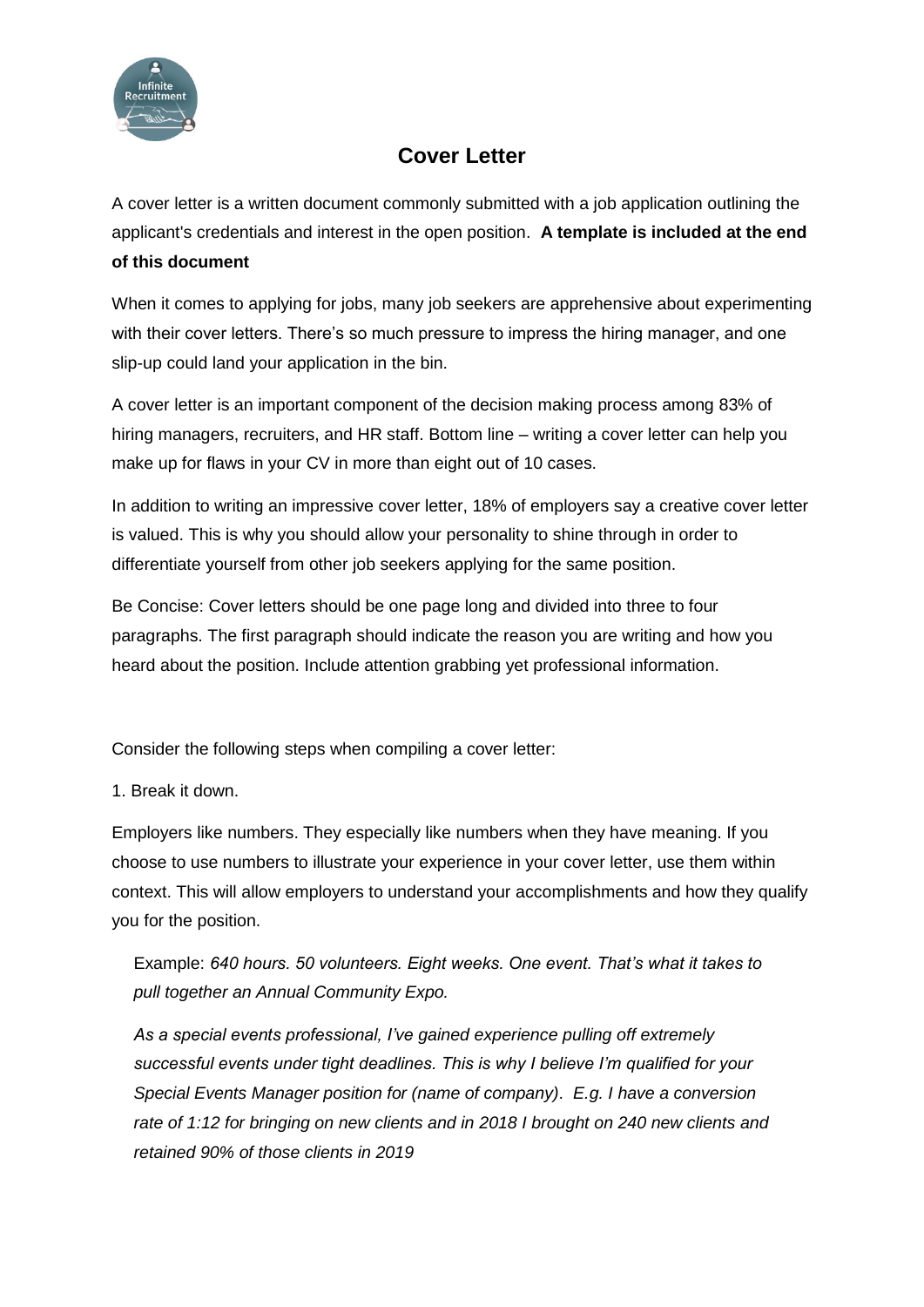# Cover Letter

A cover letter is a written document commonly submitted with a job application outlining the applicant's credentials and interest in the open position. **A template is included at the end of this document**

When it comes to applying for jobs, many job seekers are apprehensive about experimenting with their cover letters. There's so much pressure to impress the hiring manager, and one slip-up could land your application in the bin.

A cover letter is an important component of the decision making process among 83% of hiring managers, recruiters, and HR staff. Bottom line – writing a cover letter can help you make up for flaws in your CV in more than eight out of 10 cases.

In addition to writing an impressive cover letter, 18% of employers say a creative cover letter is valued. This is why you should allow your personality to shine through in order to differentiate yourself from other job seekers applying for the same position.

Be Concise: Cover letters should be one page long and divided into three to four paragraphs. The first paragraph should indicate the reason you are writing and how you heard about the position. Include attention grabbing yet professional information.

Consider the following steps when compiling a cover letter:

1. Break it down.

Employers like numbers. They especially like numbers when they have meaning. If you choose to use numbers to illustrate your experience in your cover letter, use them within context. This will allow employers to understand your accomplishments and how they qualify you for the position.

> Example: *640 hours. 50 volunteers. Eight weeks. One event. That's what it takes to pull together an Annual Community Expo.*
>
> *As a special events professional, I've gained experience pulling off extremely successful events under tight deadlines. This is why I believe I'm qualified for your Special Events Manager position for (name of company). E.g. I have a conversion rate of 1:12 for bringing on new clients and in 2018 I brought on 240 new clients and retained 90% of those clients in 2019*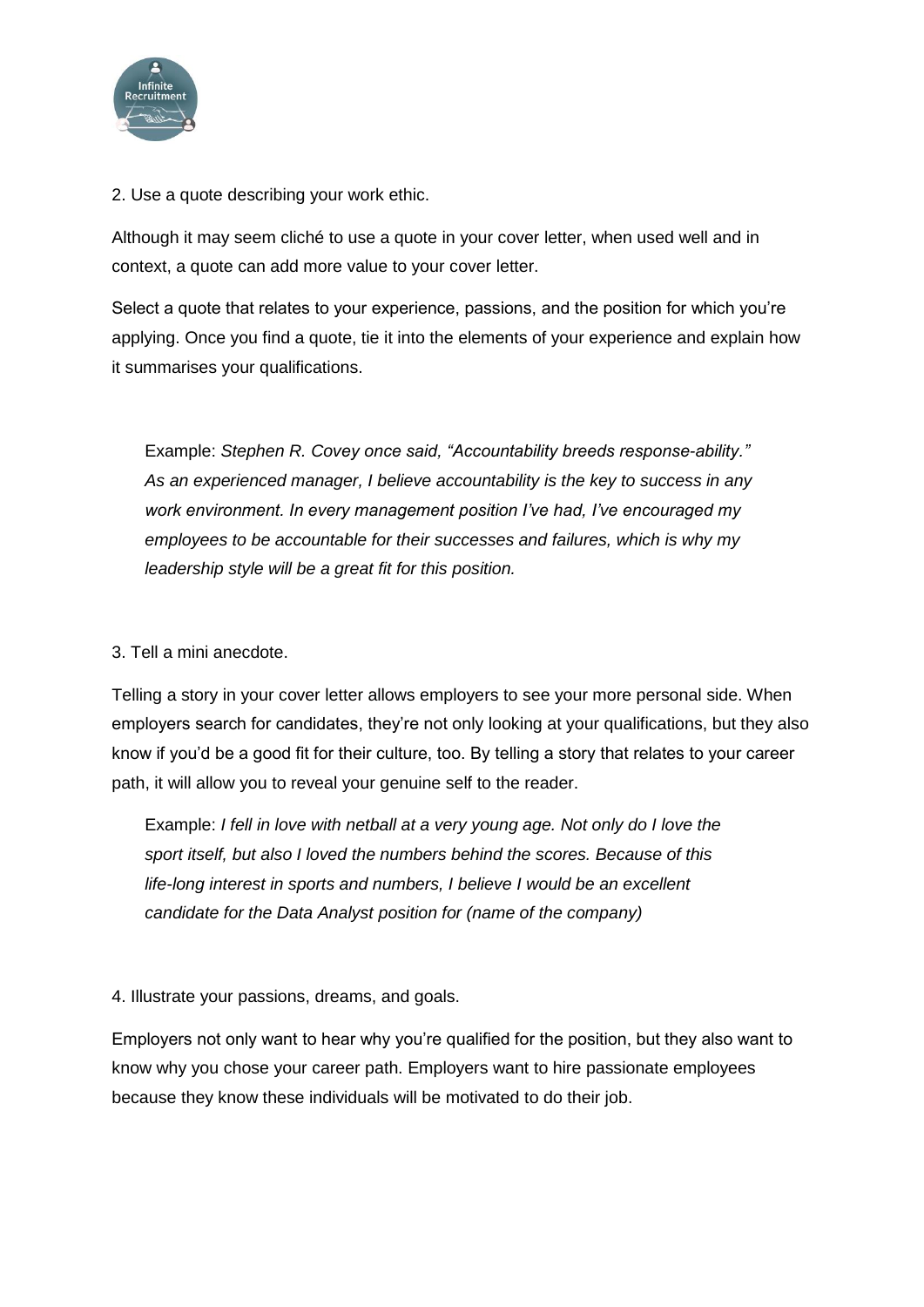2. Use a quote describing your work ethic.

Although it may seem cliché to use a quote in your cover letter, when used well and in context, a quote can add more value to your cover letter.

Select a quote that relates to your experience, passions, and the position for which you're applying. Once you find a quote, tie it into the elements of your experience and explain how it summarises your qualifications.

> Example: *Stephen R. Covey once said, "Accountability breeds response-ability." As an experienced manager, I believe accountability is the key to success in any work environment. In every management position I've had, I've encouraged my employees to be accountable for their successes and failures, which is why my leadership style will be a great fit for this position.*

3. Tell a mini anecdote.

Telling a story in your cover letter allows employers to see your more personal side. When employers search for candidates, they're not only looking at your qualifications, but they also know if you'd be a good fit for their culture, too. By telling a story that relates to your career path, it will allow you to reveal your genuine self to the reader.

> Example: *I fell in love with netball at a very young age. Not only do I love the sport itself, but also I loved the numbers behind the scores. Because of this life-long interest in sports and numbers, I believe I would be an excellent candidate for the Data Analyst position for (name of the company)*

4. Illustrate your passions, dreams, and goals.

Employers not only want to hear why you're qualified for the position, but they also want to know why you chose your career path. Employers want to hire passionate employees because they know these individuals will be motivated to do their job.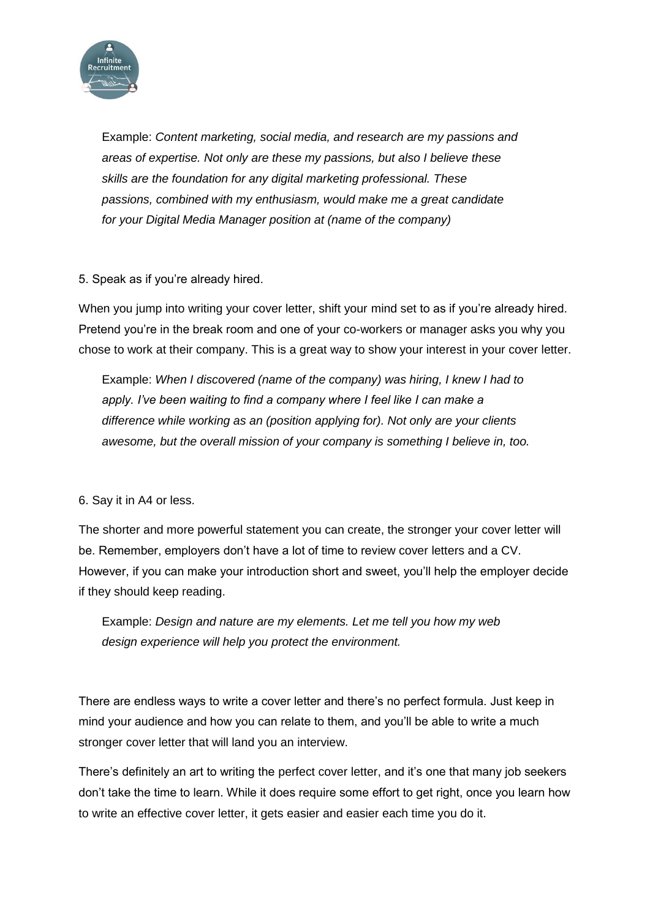Example: *Content marketing, social media, and research are my passions and areas of expertise. Not only are these my passions, but also I believe these skills are the foundation for any digital marketing professional. These passions, combined with my enthusiasm, would make me a great candidate for your Digital Media Manager position at (name of the company)*

5. Speak as if you're already hired.

When you jump into writing your cover letter, shift your mind set to as if you're already hired. Pretend you're in the break room and one of your co-workers or manager asks you why you chose to work at their company. This is a great way to show your interest in your cover letter.

Example: *When I discovered (name of the company) was hiring, I knew I had to apply. I've been waiting to find a company where I feel like I can make a difference while working as an (position applying for). Not only are your clients awesome, but the overall mission of your company is something I believe in, too.*

6. Say it in A4 or less.

The shorter and more powerful statement you can create, the stronger your cover letter will be. Remember, employers don't have a lot of time to review cover letters and a CV. However, if you can make your introduction short and sweet, you'll help the employer decide if they should keep reading.

Example: *Design and nature are my elements. Let me tell you how my web design experience will help you protect the environment.*

There are endless ways to write a cover letter and there's no perfect formula. Just keep in mind your audience and how you can relate to them, and you'll be able to write a much stronger cover letter that will land you an interview.

There's definitely an art to writing the perfect cover letter, and it's one that many job seekers don't take the time to learn. While it does require some effort to get right, once you learn how to write an effective cover letter, it gets easier and easier each time you do it.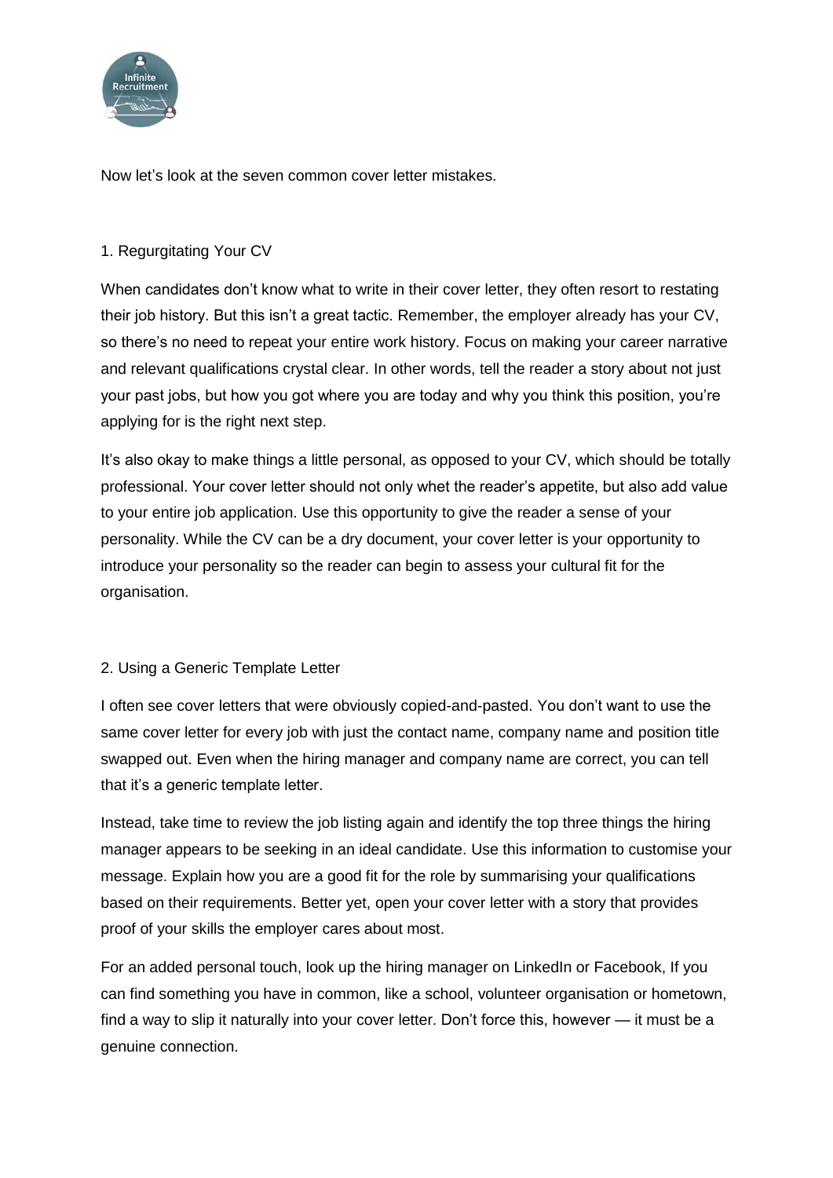Now let's look at the seven common cover letter mistakes.

## 1. Regurgitating Your CV

When candidates don't know what to write in their cover letter, they often resort to restating their job history. But this isn't a great tactic. Remember, the employer already has your CV, so there's no need to repeat your entire work history. Focus on making your career narrative and relevant qualifications crystal clear. In other words, tell the reader a story about not just your past jobs, but how you got where you are today and why you think this position, you're applying for is the right next step.

It's also okay to make things a little personal, as opposed to your CV, which should be totally professional. Your cover letter should not only whet the reader's appetite, but also add value to your entire job application. Use this opportunity to give the reader a sense of your personality. While the CV can be a dry document, your cover letter is your opportunity to introduce your personality so the reader can begin to assess your cultural fit for the organisation.

## 2. Using a Generic Template Letter

I often see cover letters that were obviously copied-and-pasted. You don't want to use the same cover letter for every job with just the contact name, company name and position title swapped out. Even when the hiring manager and company name are correct, you can tell that it's a generic template letter.

Instead, take time to review the job listing again and identify the top three things the hiring manager appears to be seeking in an ideal candidate. Use this information to customise your message. Explain how you are a good fit for the role by summarising your qualifications based on their requirements. Better yet, open your cover letter with a story that provides proof of your skills the employer cares about most.

For an added personal touch, look up the hiring manager on LinkedIn or Facebook, If you can find something you have in common, like a school, volunteer organisation or hometown, find a way to slip it naturally into your cover letter. Don't force this, however — it must be a genuine connection.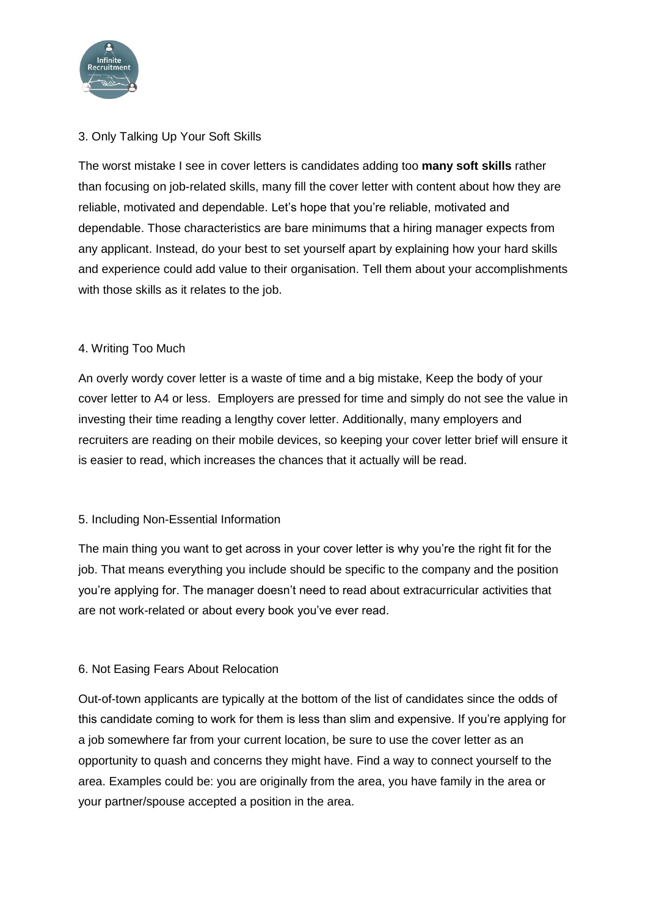### 3. Only Talking Up Your Soft Skills

The worst mistake I see in cover letters is candidates adding too **many soft skills** rather than focusing on job-related skills, many fill the cover letter with content about how they are reliable, motivated and dependable. Let's hope that you're reliable, motivated and dependable. Those characteristics are bare minimums that a hiring manager expects from any applicant. Instead, do your best to set yourself apart by explaining how your hard skills and experience could add value to their organisation. Tell them about your accomplishments with those skills as it relates to the job.

### 4. Writing Too Much

An overly wordy cover letter is a waste of time and a big mistake, Keep the body of your cover letter to A4 or less. Employers are pressed for time and simply do not see the value in investing their time reading a lengthy cover letter. Additionally, many employers and recruiters are reading on their mobile devices, so keeping your cover letter brief will ensure it is easier to read, which increases the chances that it actually will be read.

### 5. Including Non-Essential Information

The main thing you want to get across in your cover letter is why you're the right fit for the job. That means everything you include should be specific to the company and the position you're applying for. The manager doesn't need to read about extracurricular activities that are not work-related or about every book you've ever read.

### 6. Not Easing Fears About Relocation

Out-of-town applicants are typically at the bottom of the list of candidates since the odds of this candidate coming to work for them is less than slim and expensive. If you're applying for a job somewhere far from your current location, be sure to use the cover letter as an opportunity to quash and concerns they might have. Find a way to connect yourself to the area. Examples could be: you are originally from the area, you have family in the area or your partner/spouse accepted a position in the area.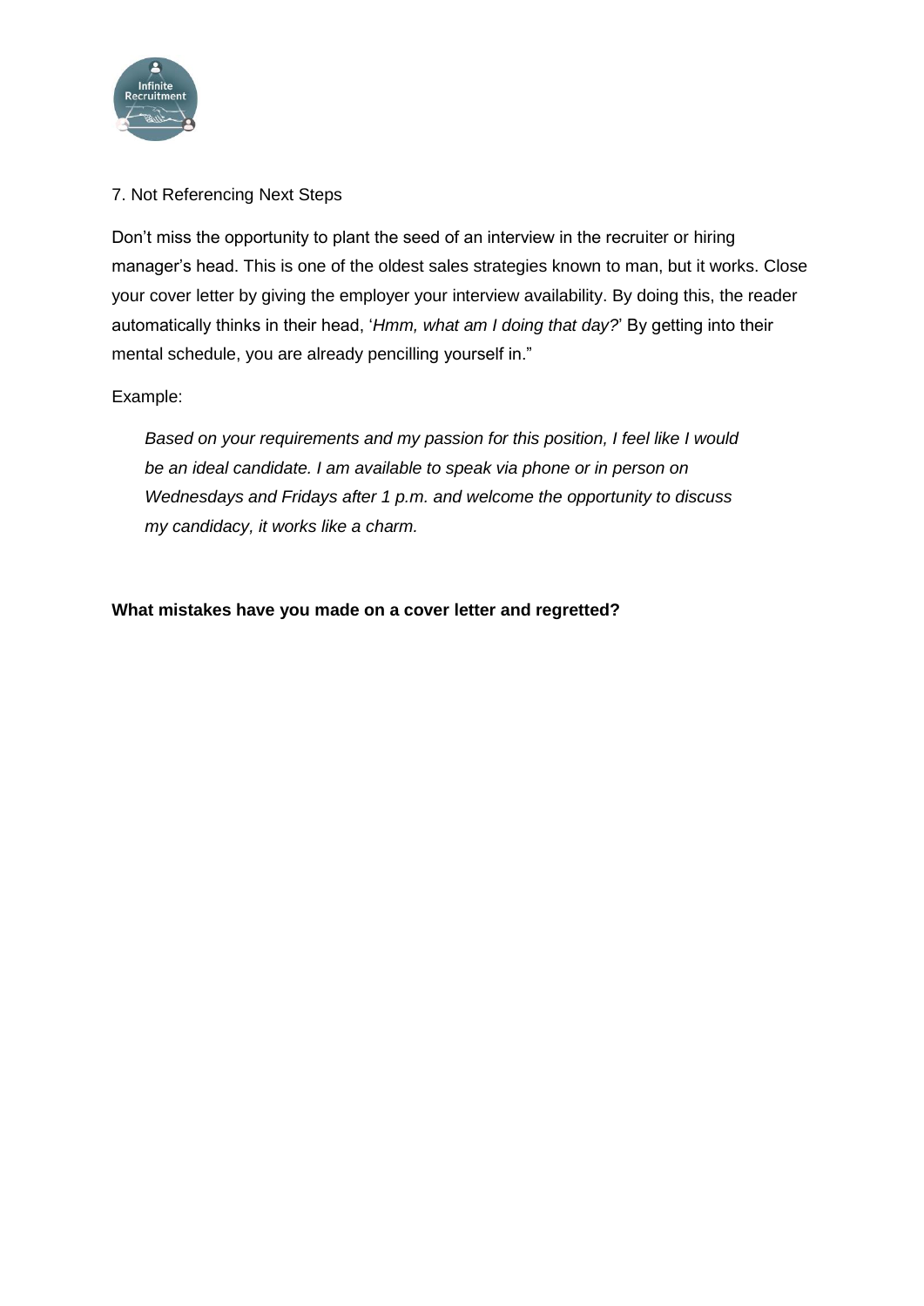7. Not Referencing Next Steps

Don't miss the opportunity to plant the seed of an interview in the recruiter or hiring manager's head. This is one of the oldest sales strategies known to man, but it works. Close your cover letter by giving the employer your interview availability. By doing this, the reader automatically thinks in their head, '*Hmm, what am I doing that day?*' By getting into their mental schedule, you are already pencilling yourself in."

Example:

> *Based on your requirements and my passion for this position, I feel like I would be an ideal candidate. I am available to speak via phone or in person on Wednesdays and Fridays after 1 p.m. and welcome the opportunity to discuss my candidacy, it works like a charm.*

**What mistakes have you made on a cover letter and regretted?**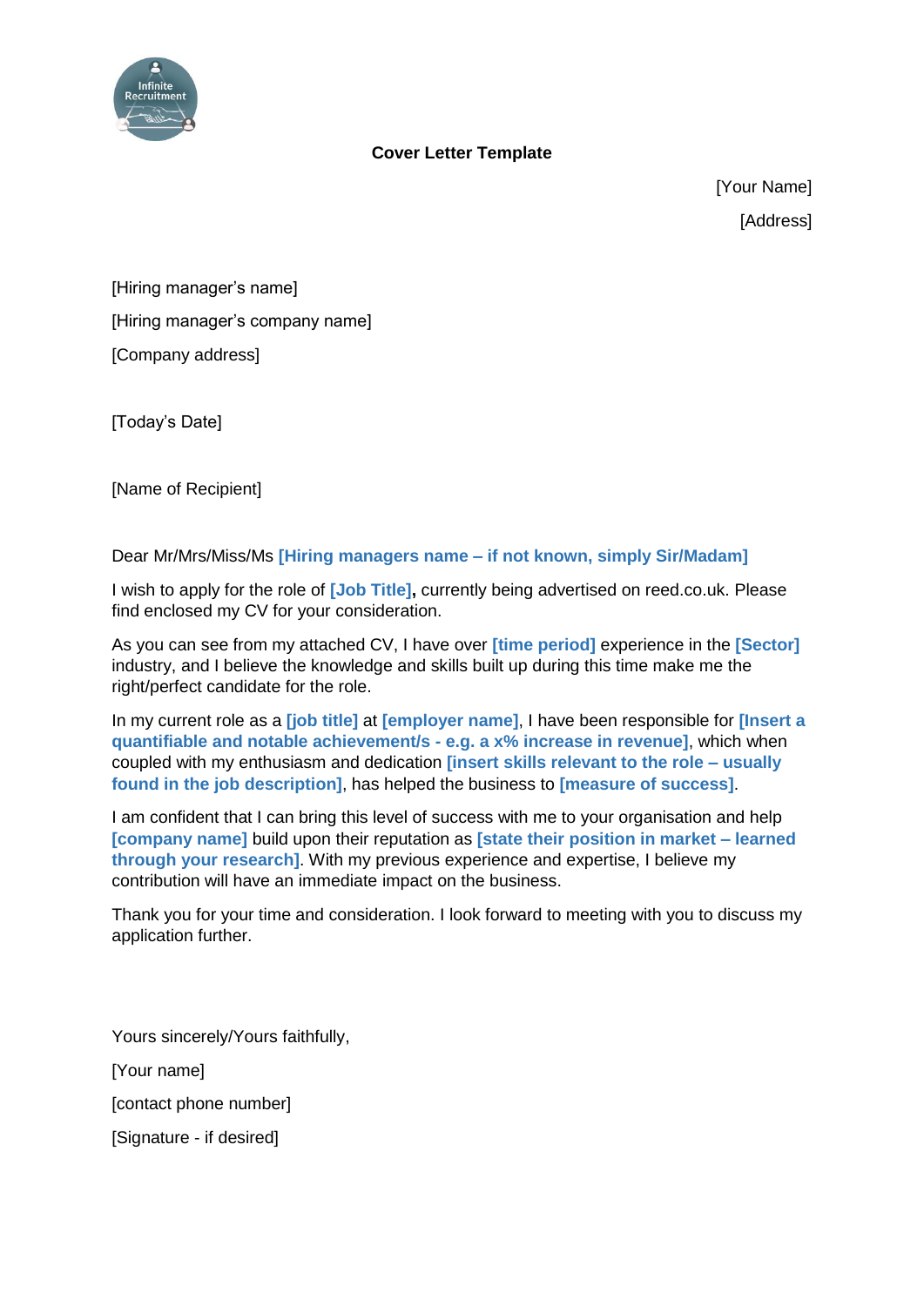**Cover Letter Template**

[Your Name]

[Address]

[Hiring manager's name]

[Hiring manager's company name]

[Company address]

[Today's Date]

[Name of Recipient]

Dear Mr/Mrs/Miss/Ms **[Hiring managers name – if not known, simply Sir/Madam]**

I wish to apply for the role of **[Job Title],** currently being advertised on reed.co.uk. Please find enclosed my CV for your consideration.

As you can see from my attached CV, I have over **[time period]** experience in the **[Sector]** industry, and I believe the knowledge and skills built up during this time make me the right/perfect candidate for the role.

In my current role as a **[job title]** at **[employer name]**, I have been responsible for **[Insert a quantifiable and notable achievement/s - e.g. a x% increase in revenue]**, which when coupled with my enthusiasm and dedication **[insert skills relevant to the role – usually found in the job description]**, has helped the business to **[measure of success]**.

I am confident that I can bring this level of success with me to your organisation and help **[company name]** build upon their reputation as **[state their position in market – learned through your research]**. With my previous experience and expertise, I believe my contribution will have an immediate impact on the business.

Thank you for your time and consideration. I look forward to meeting with you to discuss my application further.

Yours sincerely/Yours faithfully,

[Your name]

[contact phone number]

[Signature - if desired]